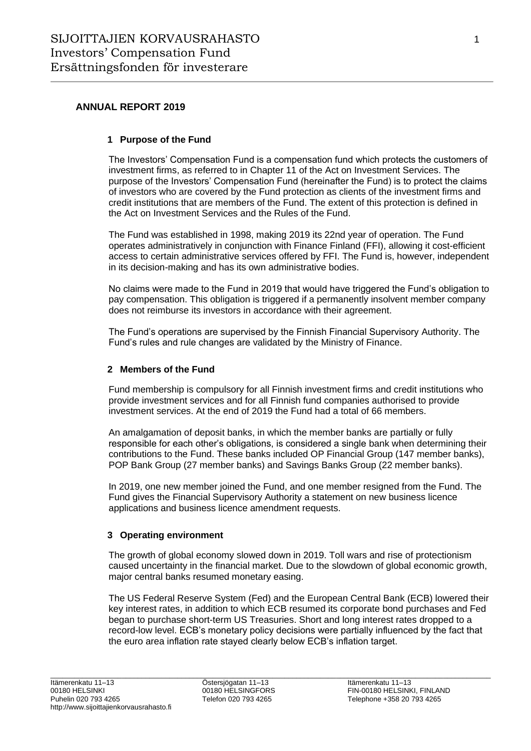# SIJOITTAJIEN KORVAUSRAHASTO
# Investors' Compensation Fund
# Ersättningsfonden för investerare

## ANNUAL REPORT 2019

### 1 Purpose of the Fund

The Investors' Compensation Fund is a compensation fund which protects the customers of investment firms, as referred to in Chapter 11 of the Act on Investment Services. The purpose of the Investors' Compensation Fund (hereinafter the Fund) is to protect the claims of investors who are covered by the Fund protection as clients of the investment firms and credit institutions that are members of the Fund. The extent of this protection is defined in the Act on Investment Services and the Rules of the Fund.

The Fund was established in 1998, making 2019 its 22nd year of operation. The Fund operates administratively in conjunction with Finance Finland (FFI), allowing it cost-efficient access to certain administrative services offered by FFI. The Fund is, however, independent in its decision-making and has its own administrative bodies.

No claims were made to the Fund in 2019 that would have triggered the Fund's obligation to pay compensation. This obligation is triggered if a permanently insolvent member company does not reimburse its investors in accordance with their agreement.

The Fund's operations are supervised by the Finnish Financial Supervisory Authority. The Fund's rules and rule changes are validated by the Ministry of Finance.

### 2 Members of the Fund

Fund membership is compulsory for all Finnish investment firms and credit institutions who provide investment services and for all Finnish fund companies authorised to provide investment services. At the end of 2019 the Fund had a total of 66 members.

An amalgamation of deposit banks, in which the member banks are partially or fully responsible for each other's obligations, is considered a single bank when determining their contributions to the Fund. These banks included OP Financial Group (147 member banks), POP Bank Group (27 member banks) and Savings Banks Group (22 member banks).

In 2019, one new member joined the Fund, and one member resigned from the Fund. The Fund gives the Financial Supervisory Authority a statement on new business licence applications and business licence amendment requests.

### 3 Operating environment

The growth of global economy slowed down in 2019. Toll wars and rise of protectionism caused uncertainty in the financial market. Due to the slowdown of global economic growth, major central banks resumed monetary easing.

The US Federal Reserve System (Fed) and the European Central Bank (ECB) lowered their key interest rates, in addition to which ECB resumed its corporate bond purchases and Fed began to purchase short-term US Treasuries. Short and long interest rates dropped to a record-low level. ECB's monetary policy decisions were partially influenced by the fact that the euro area inflation rate stayed clearly below ECB's inflation target.

Itämerenkatu 11–13
00180 HELSINKI
Puhelin 020 793 4265
http://www.sijoittajienkorvausrahasto.fi

Östersjögatan 11–13
00180 HELSINGFORS
Telefon 020 793 4265

Itämerenkatu 11–13
FIN-00180 HELSINKI, FINLAND
Telephone +358 20 793 4265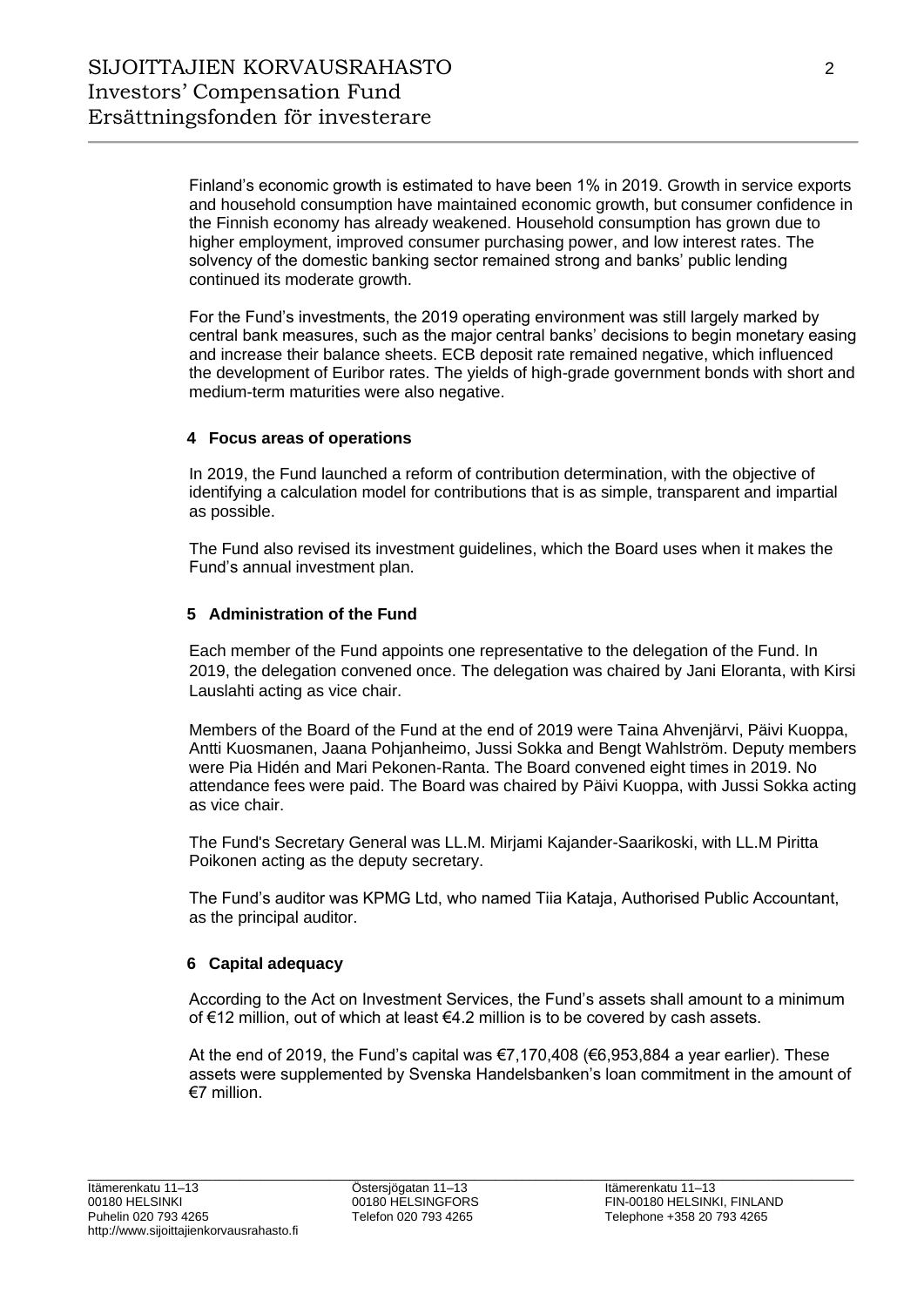Finland's economic growth is estimated to have been 1% in 2019. Growth in service exports and household consumption have maintained economic growth, but consumer confidence in the Finnish economy has already weakened. Household consumption has grown due to higher employment, improved consumer purchasing power, and low interest rates. The solvency of the domestic banking sector remained strong and banks' public lending continued its moderate growth.

For the Fund's investments, the 2019 operating environment was still largely marked by central bank measures, such as the major central banks' decisions to begin monetary easing and increase their balance sheets. ECB deposit rate remained negative, which influenced the development of Euribor rates. The yields of high-grade government bonds with short and medium-term maturities were also negative.

## 4 Focus areas of operations

In 2019, the Fund launched a reform of contribution determination, with the objective of identifying a calculation model for contributions that is as simple, transparent and impartial as possible.

The Fund also revised its investment guidelines, which the Board uses when it makes the Fund's annual investment plan.

## 5 Administration of the Fund

Each member of the Fund appoints one representative to the delegation of the Fund. In 2019, the delegation convened once. The delegation was chaired by Jani Eloranta, with Kirsi Lauslahti acting as vice chair.

Members of the Board of the Fund at the end of 2019 were Taina Ahvenjärvi, Päivi Kuoppa, Antti Kuosmanen, Jaana Pohjanheimo, Jussi Sokka and Bengt Wahlström. Deputy members were Pia Hidén and Mari Pekonen-Ranta. The Board convened eight times in 2019. No attendance fees were paid. The Board was chaired by Päivi Kuoppa, with Jussi Sokka acting as vice chair.

The Fund's Secretary General was LL.M. Mirjami Kajander-Saarikoski, with LL.M Piritta Poikonen acting as the deputy secretary.

The Fund's auditor was KPMG Ltd, who named Tiia Kataja, Authorised Public Accountant, as the principal auditor.

## 6 Capital adequacy

According to the Act on Investment Services, the Fund's assets shall amount to a minimum of €12 million, out of which at least €4.2 million is to be covered by cash assets.

At the end of 2019, the Fund's capital was €7,170,408 (€6,953,884 a year earlier). These assets were supplemented by Svenska Handelsbanken's loan commitment in the amount of €7 million.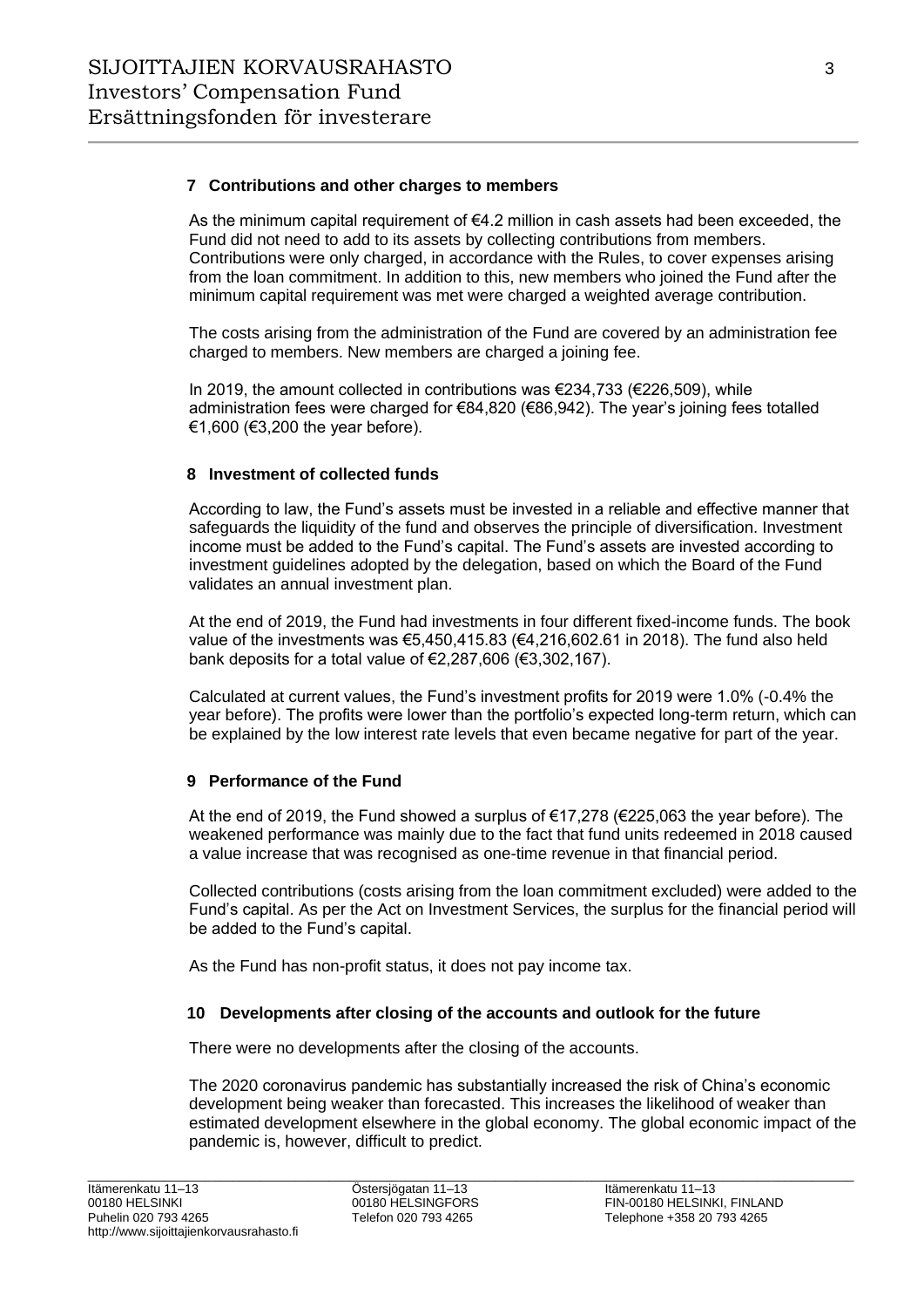## 7 Contributions and other charges to members

As the minimum capital requirement of €4.2 million in cash assets had been exceeded, the Fund did not need to add to its assets by collecting contributions from members. Contributions were only charged, in accordance with the Rules, to cover expenses arising from the loan commitment. In addition to this, new members who joined the Fund after the minimum capital requirement was met were charged a weighted average contribution.

The costs arising from the administration of the Fund are covered by an administration fee charged to members. New members are charged a joining fee.

In 2019, the amount collected in contributions was €234,733 (€226,509), while administration fees were charged for €84,820 (€86,942). The year's joining fees totalled €1,600 (€3,200 the year before).

## 8 Investment of collected funds

According to law, the Fund's assets must be invested in a reliable and effective manner that safeguards the liquidity of the fund and observes the principle of diversification. Investment income must be added to the Fund's capital. The Fund's assets are invested according to investment guidelines adopted by the delegation, based on which the Board of the Fund validates an annual investment plan.

At the end of 2019, the Fund had investments in four different fixed-income funds. The book value of the investments was €5,450,415.83 (€4,216,602.61 in 2018). The fund also held bank deposits for a total value of €2,287,606 (€3,302,167).

Calculated at current values, the Fund's investment profits for 2019 were 1.0% (-0.4% the year before). The profits were lower than the portfolio's expected long-term return, which can be explained by the low interest rate levels that even became negative for part of the year.

## 9 Performance of the Fund

At the end of 2019, the Fund showed a surplus of €17,278 (€225,063 the year before). The weakened performance was mainly due to the fact that fund units redeemed in 2018 caused a value increase that was recognised as one-time revenue in that financial period.

Collected contributions (costs arising from the loan commitment excluded) were added to the Fund's capital. As per the Act on Investment Services, the surplus for the financial period will be added to the Fund's capital.

As the Fund has non-profit status, it does not pay income tax.

## 10 Developments after closing of the accounts and outlook for the future

There were no developments after the closing of the accounts.

The 2020 coronavirus pandemic has substantially increased the risk of China's economic development being weaker than forecasted. This increases the likelihood of weaker than estimated development elsewhere in the global economy. The global economic impact of the pandemic is, however, difficult to predict.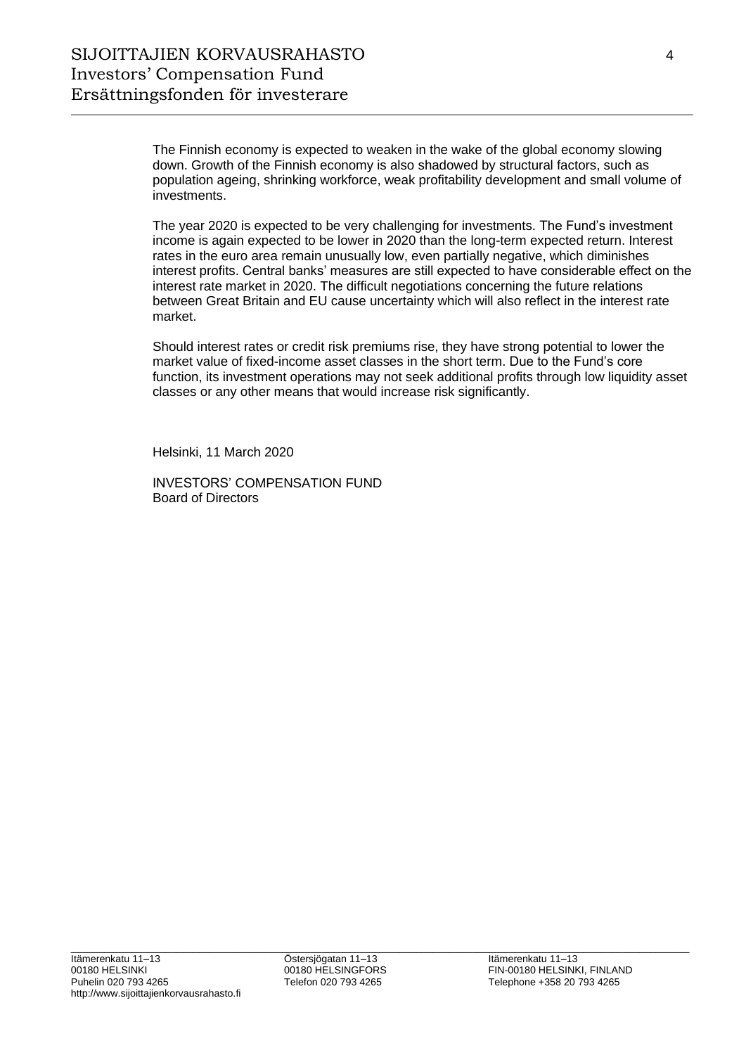The Finnish economy is expected to weaken in the wake of the global economy slowing down. Growth of the Finnish economy is also shadowed by structural factors, such as population ageing, shrinking workforce, weak profitability development and small volume of investments.

The year 2020 is expected to be very challenging for investments. The Fund's investment income is again expected to be lower in 2020 than the long-term expected return. Interest rates in the euro area remain unusually low, even partially negative, which diminishes interest profits. Central banks' measures are still expected to have considerable effect on the interest rate market in 2020. The difficult negotiations concerning the future relations between Great Britain and EU cause uncertainty which will also reflect in the interest rate market.

Should interest rates or credit risk premiums rise, they have strong potential to lower the market value of fixed-income asset classes in the short term. Due to the Fund's core function, its investment operations may not seek additional profits through low liquidity asset classes or any other means that would increase risk significantly.

Helsinki, 11 March 2020

INVESTORS' COMPENSATION FUND
Board of Directors